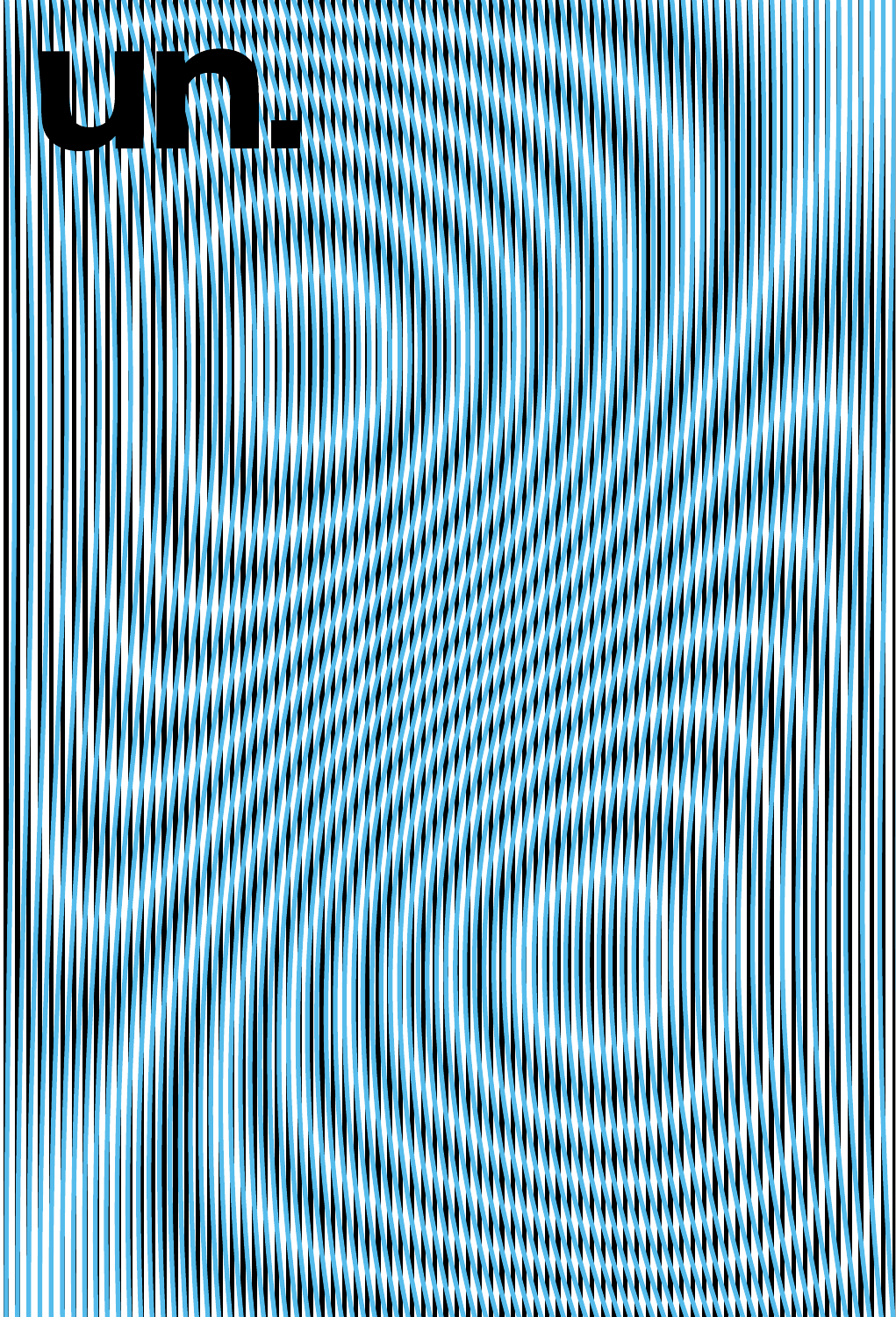# un.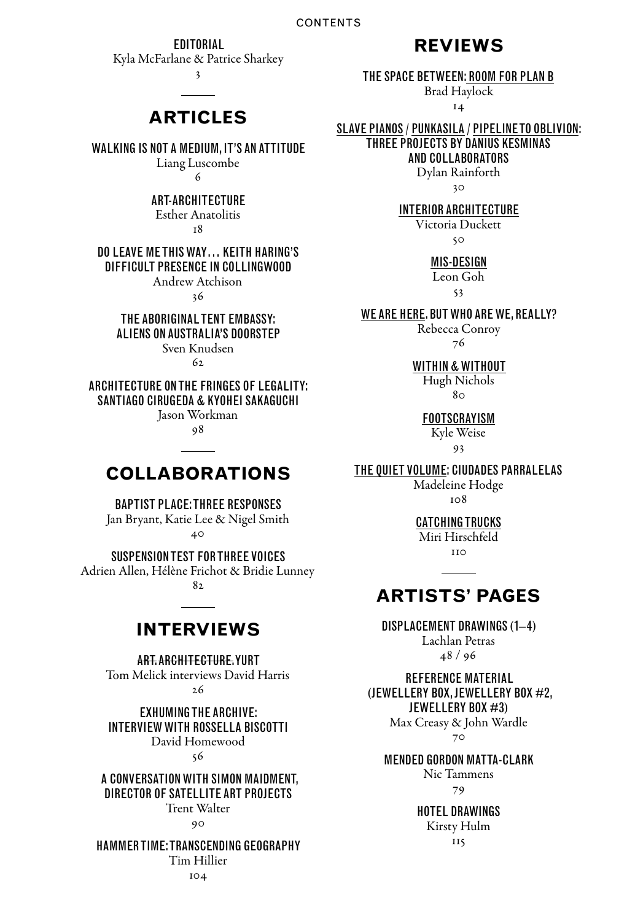# CONTENTS

**EDITORIAL**
Kyla McFarlane & Patrice Sharkey
3

## ARTICLES

**WALKING IS NOT A MEDIUM, IT'S AN ATTITUDE**
Liang Luscombe
6

**ART-ARCHITECTURE**
Esther Anatolitis
18

**DO LEAVE ME THIS WAY… KEITH HARING'S DIFFICULT PRESENCE IN COLLINGWOOD**
Andrew Atchison
36

**THE ABORIGINAL TENT EMBASSY: ALIENS ON AUSTRALIA'S DOORSTEP**
Sven Knudsen
62

**ARCHITECTURE ON THE FRINGES OF LEGALITY: SANTIAGO CIRUGEDA & KYOHEI SAKAGUCHI**
Jason Workman
98

## COLLABORATIONS

**BAPTIST PLACE: THREE RESPONSES**
Jan Bryant, Katie Lee & Nigel Smith
40

**SUSPENSION TEST FOR THREE VOICES**
Adrien Allen, Hélène Frichot & Bridie Lunney
82

## INTERVIEWS

**~~ART, ARCHITECTURE,~~ YURT**
Tom Melick interviews David Harris
26

**EXHUMING THE ARCHIVE: INTERVIEW WITH ROSSELLA BISCOTTI**
David Homewood
56

**A CONVERSATION WITH SIMON MAIDMENT, DIRECTOR OF SATELLITE ART PROJECTS**
Trent Walter
90

**HAMMER TIME: TRANSCENDING GEOGRAPHY**
Tim Hillier
104

## REVIEWS

**THE SPACE BETWEEN: ROOM FOR PLAN B**
Brad Haylock
14

**SLAVE PIANOS / PUNKASILA / PIPELINE TO OBLIVION: THREE PROJECTS BY DANIUS KESMINAS AND COLLABORATORS**
Dylan Rainforth
30

**INTERIOR ARCHITECTURE**
Victoria Duckett
50

**MIS-DESIGN**
Leon Goh
53

**WE ARE HERE, BUT WHO ARE WE, REALLY?**
Rebecca Conroy
76

**WITHIN & WITHOUT**
Hugh Nichols
80

**FOOTSCRAYISM**
Kyle Weise
93

**THE QUIET VOLUME; CIUDADES PARRALELAS**
Madeleine Hodge
108

**CATCHING TRUCKS**
Miri Hirschfeld
110

## ARTISTS' PAGES

**DISPLACEMENT DRAWINGS (1–4)**
Lachlan Petras
48 / 96

**REFERENCE MATERIAL (JEWELLERY BOX, JEWELLERY BOX #2, JEWELLERY BOX #3)**
Max Creasy & John Wardle
70

**MENDED GORDON MATTA-CLARK**
Nic Tammens
79

**HOTEL DRAWINGS**
Kirsty Hulm
115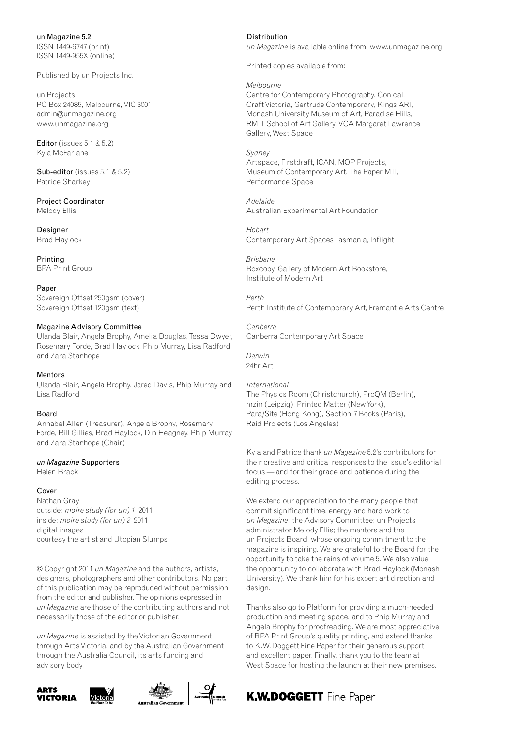un Magazine 5.2
ISSN 1449-6747 (print)
ISSN 1449-955X (online)

Published by un Projects Inc.

un Projects
PO Box 24085, Melbourne, VIC 3001
admin@unmagazine.org
www.unmagazine.org

**Editor** (issues 5.1 & 5.2)
Kyla McFarlane

**Sub-editor** (issues 5.1 & 5.2)
Patrice Sharkey

**Project Coordinator**
Melody Ellis

**Designer**
Brad Haylock

**Printing**
BPA Print Group

**Paper**
Sovereign Offset 250gsm (cover)
Sovereign Offset 120gsm (text)

**Magazine Advisory Committee**
Ulanda Blair, Angela Brophy, Amelia Douglas, Tessa Dwyer, Rosemary Forde, Brad Haylock, Phip Murray, Lisa Radford and Zara Stanhope

**Mentors**
Ulanda Blair, Angela Brophy, Jared Davis, Phip Murray and Lisa Radford

**Board**
Annabel Allen (Treasurer), Angela Brophy, Rosemary Forde, Bill Gillies, Brad Haylock, Din Heagney, Phip Murray and Zara Stanhope (Chair)

***un Magazine* Supporters**
Helen Brack

**Cover**
Nathan Gray
outside: *moire study (for un) 1* 2011
inside: *moire study (for un) 2* 2011
digital images
courtesy the artist and Utopian Slumps

© Copyright 2011 *un Magazine* and the authors, artists, designers, photographers and other contributors. No part of this publication may be reproduced without permission from the editor and publisher. The opinions expressed in *un Magazine* are those of the contributing authors and not necessarily those of the editor or publisher.

*un Magazine* is assisted by the Victorian Government through Arts Victoria, and by the Australian Government through the Australia Council, its arts funding and advisory body.

**Distribution**
*un Magazine* is available online from: www.unmagazine.org

Printed copies available from:

*Melbourne*
Centre for Contemporary Photography, Conical, Craft Victoria, Gertrude Contemporary, Kings ARI, Monash University Museum of Art, Paradise Hills, RMIT School of Art Gallery, VCA Margaret Lawrence Gallery, West Space

*Sydney*
Artspace, Firstdraft, ICAN, MOP Projects, Museum of Contemporary Art, The Paper Mill, Performance Space

*Adelaide*
Australian Experimental Art Foundation

*Hobart*
Contemporary Art Spaces Tasmania, Inflight

*Brisbane*
Boxcopy, Gallery of Modern Art Bookstore, Institute of Modern Art

*Perth*
Perth Institute of Contemporary Art, Fremantle Arts Centre

*Canberra*
Canberra Contemporary Art Space

*Darwin*
24hr Art

*International*
The Physics Room (Christchurch), ProQM (Berlin), mzin (Leipzig), Printed Matter (New York), Para/Site (Hong Kong), Section 7 Books (Paris), Raid Projects (Los Angeles)

Kyla and Patrice thank *un Magazine* 5.2's contributors for their creative and critical responses to the issue's editorial focus — and for their grace and patience during the editing process.

We extend our appreciation to the many people that commit significant time, energy and hard work to *un Magazine*: the Advisory Committee; un Projects administrator Melody Ellis; the mentors and the un Projects Board, whose ongoing commitment to the magazine is inspiring. We are grateful to the Board for the opportunity to take the reins of volume 5. We also value the opportunity to collaborate with Brad Haylock (Monash University). We thank him for his expert art direction and design.

Thanks also go to Platform for providing a much-needed production and meeting space, and to Phip Murray and Angela Brophy for proofreading. We are most appreciative of BPA Print Group's quality printing, and extend thanks to K.W. Doggett Fine Paper for their generous support and excellent paper. Finally, thank you to the team at West Space for hosting the launch at their new premises.

ARTS VICTORIA · Victoria The Place To Be · Australian Government · Australia Council for the Arts

K.W.DOGGETT Fine Paper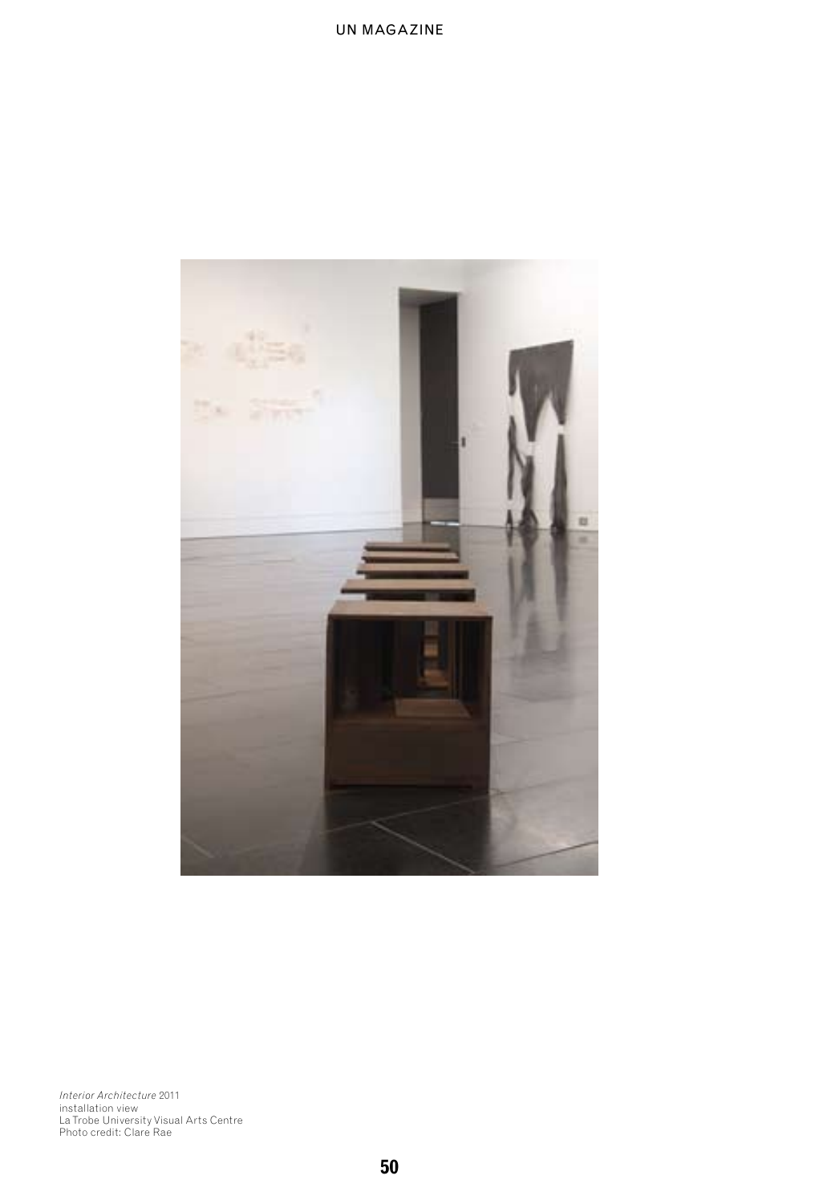*Interior Architecture* 2011
installation view
La Trobe University Visual Arts Centre
Photo credit: Clare Rae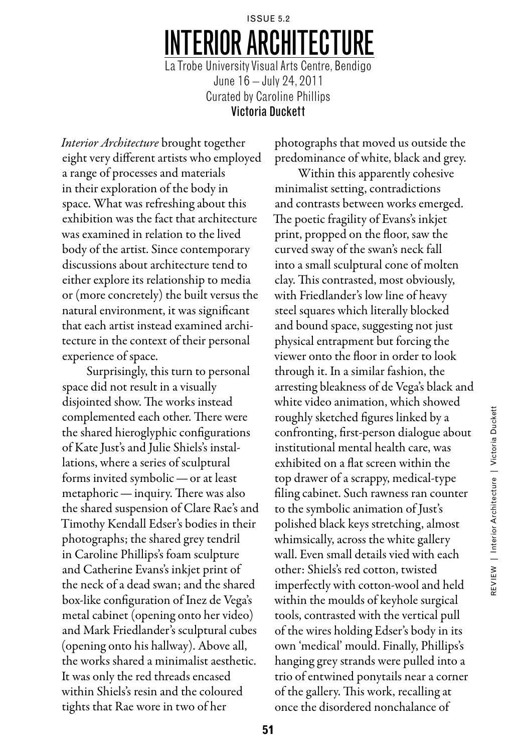ISSUE 5.2

# INTERIOR ARCHITECTURE

La Trobe University Visual Arts Centre, Bendigo
June 16 – July 24, 2011
Curated by Caroline Phillips

**Victoria Duckett**

*Interior Architecture* brought together eight very different artists who employed a range of processes and materials in their exploration of the body in space. What was refreshing about this exhibition was the fact that architecture was examined in relation to the lived body of the artist. Since contemporary discussions about architecture tend to either explore its relationship to media or (more concretely) the built versus the natural environment, it was significant that each artist instead examined architecture in the context of their personal experience of space.

Surprisingly, this turn to personal space did not result in a visually disjointed show. The works instead complemented each other. There were the shared hieroglyphic configurations of Kate Just's and Julie Shiels's installations, where a series of sculptural forms invited symbolic — or at least metaphoric — inquiry. There was also the shared suspension of Clare Rae's and Timothy Kendall Edser's bodies in their photographs; the shared grey tendril in Caroline Phillips's foam sculpture and Catherine Evans's inkjet print of the neck of a dead swan; and the shared box-like configuration of Inez de Vega's metal cabinet (opening onto her video) and Mark Friedlander's sculptural cubes (opening onto his hallway). Above all, the works shared a minimalist aesthetic. It was only the red threads encased within Shiels's resin and the coloured tights that Rae wore in two of her photographs that moved us outside the predominance of white, black and grey.

Within this apparently cohesive minimalist setting, contradictions and contrasts between works emerged. The poetic fragility of Evans's inkjet print, propped on the floor, saw the curved sway of the swan's neck fall into a small sculptural cone of molten clay. This contrasted, most obviously, with Friedlander's low line of heavy steel squares which literally blocked and bound space, suggesting not just physical entrapment but forcing the viewer onto the floor in order to look through it. In a similar fashion, the arresting bleakness of de Vega's black and white video animation, which showed roughly sketched figures linked by a confronting, first-person dialogue about institutional mental health care, was exhibited on a flat screen within the top drawer of a scrappy, medical-type filing cabinet. Such rawness ran counter to the symbolic animation of Just's polished black keys stretching, almost whimsically, across the white gallery wall. Even small details vied with each other: Shiels's red cotton, twisted imperfectly with cotton-wool and held within the moulds of keyhole surgical tools, contrasted with the vertical pull of the wires holding Edser's body in its own 'medical' mould. Finally, Phillips's hanging grey strands were pulled into a trio of entwined ponytails near a corner of the gallery. This work, recalling at once the disordered nonchalance of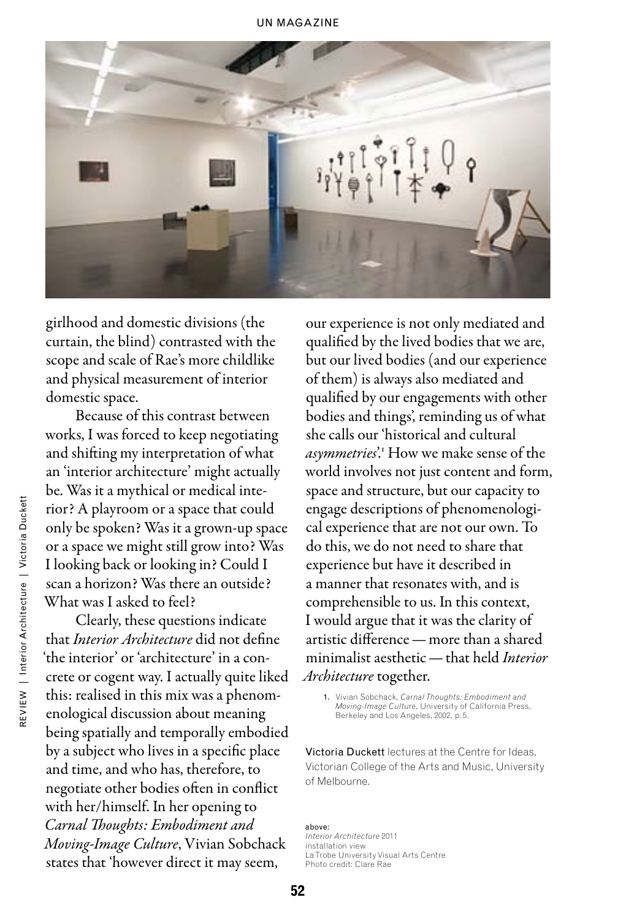girlhood and domestic divisions (the curtain, the blind) contrasted with the scope and scale of Rae's more childlike and physical measurement of interior domestic space.

Because of this contrast between works, I was forced to keep negotiating and shifting my interpretation of what an 'interior architecture' might actually be. Was it a mythical or medical interior? A playroom or a space that could only be spoken? Was it a grown-up space or a space we might still grow into? Was I looking back or looking in? Could I scan a horizon? Was there an outside? What was I asked to feel?

Clearly, these questions indicate that *Interior Architecture* did not define 'the interior' or 'architecture' in a concrete or cogent way. I actually quite liked this: realised in this mix was a phenomenological discussion about meaning being spatially and temporally embodied by a subject who lives in a specific place and time, and who has, therefore, to negotiate other bodies often in conflict with her/himself. In her opening to *Carnal Thoughts: Embodiment and Moving-Image Culture*, Vivian Sobchack states that 'however direct it may seem, our experience is not only mediated and qualified by the lived bodies that we are, but our lived bodies (and our experience of them) is always also mediated and qualified by our engagements with other bodies and things', reminding us of what she calls our 'historical and cultural *asymmetries*'.[1] How we make sense of the world involves not just content and form, space and structure, but our capacity to engage descriptions of phenomenological experience that are not our own. To do this, we do not need to share that experience but have it described in a manner that resonates with, and is comprehensible to us. In this context, I would argue that it was the clarity of artistic difference — more than a shared minimalist aesthetic — that held *Interior Architecture* together.

1. Vivian Sobchack, *Carnal Thoughts: Embodiment and Moving-Image Culture*, University of California Press, Berkeley and Los Angeles, 2002, p. 5.

Victoria Duckett lectures at the Centre for Ideas, Victorian College of the Arts and Music, University of Melbourne.

above:
*Interior Architecture* 2011
installation view
La Trobe University Visual Arts Centre
Photo credit: Clare Rae